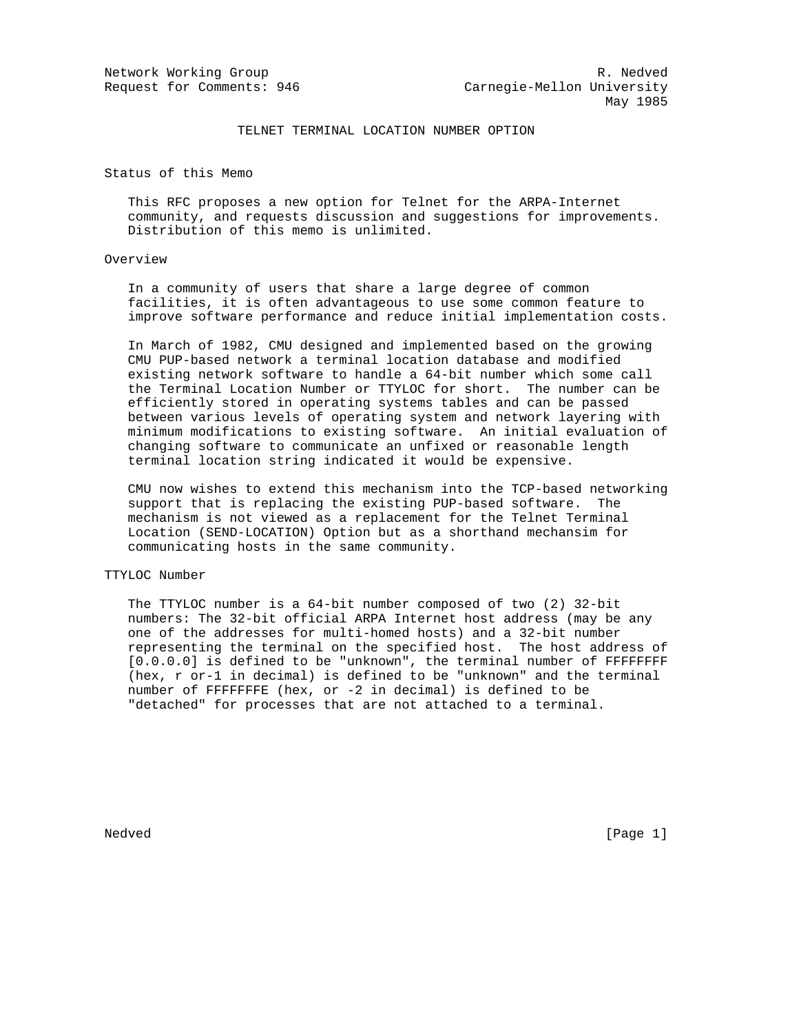Network Working Group R. Nedved
Request for Comments: 946 Carnegie-Mellon University
May 1985

# TELNET TERMINAL LOCATION NUMBER OPTION

## Status of this Memo

This RFC proposes a new option for Telnet for the ARPA-Internet community, and requests discussion and suggestions for improvements. Distribution of this memo is unlimited.

## Overview

In a community of users that share a large degree of common facilities, it is often advantageous to use some common feature to improve software performance and reduce initial implementation costs.

In March of 1982, CMU designed and implemented based on the growing CMU PUP-based network a terminal location database and modified existing network software to handle a 64-bit number which some call the Terminal Location Number or TTYLOC for short. The number can be efficiently stored in operating systems tables and can be passed between various levels of operating system and network layering with minimum modifications to existing software. An initial evaluation of changing software to communicate an unfixed or reasonable length terminal location string indicated it would be expensive.

CMU now wishes to extend this mechanism into the TCP-based networking support that is replacing the existing PUP-based software. The mechanism is not viewed as a replacement for the Telnet Terminal Location (SEND-LOCATION) Option but as a shorthand mechansim for communicating hosts in the same community.

## TTYLOC Number

The TTYLOC number is a 64-bit number composed of two (2) 32-bit numbers: The 32-bit official ARPA Internet host address (may be any one of the addresses for multi-homed hosts) and a 32-bit number representing the terminal on the specified host. The host address of [0.0.0.0] is defined to be "unknown", the terminal number of FFFFFFFF (hex, r or-1 in decimal) is defined to be "unknown" and the terminal number of FFFFFFFE (hex, or -2 in decimal) is defined to be "detached" for processes that are not attached to a terminal.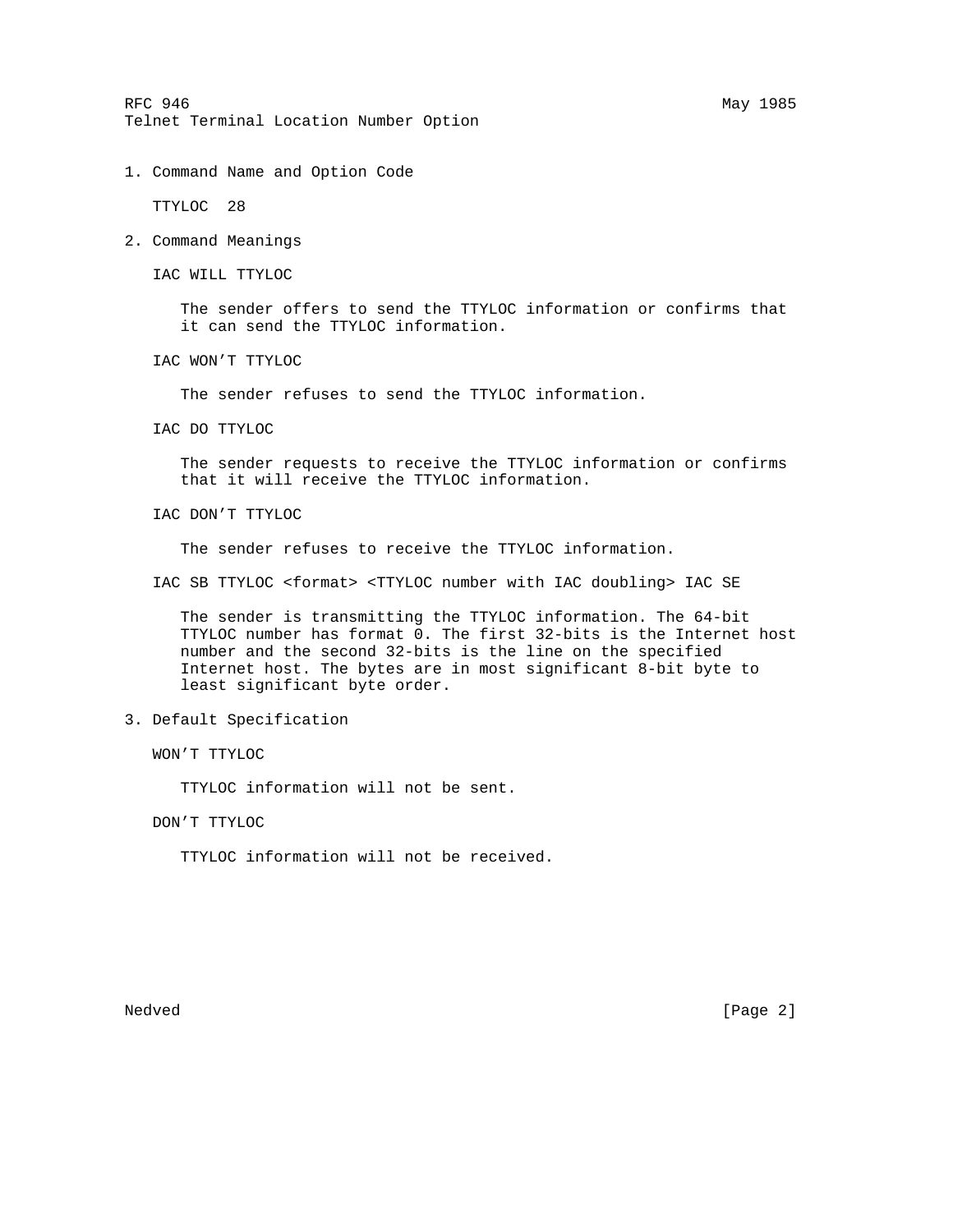## 1. Command Name and Option Code

TTYLOC 28

## 2. Command Meanings

IAC WILL TTYLOC

The sender offers to send the TTYLOC information or confirms that it can send the TTYLOC information.

IAC WON'T TTYLOC

The sender refuses to send the TTYLOC information.

IAC DO TTYLOC

The sender requests to receive the TTYLOC information or confirms that it will receive the TTYLOC information.

IAC DON'T TTYLOC

The sender refuses to receive the TTYLOC information.

IAC SB TTYLOC <format> <TTYLOC number with IAC doubling> IAC SE

The sender is transmitting the TTYLOC information. The 64-bit TTYLOC number has format 0. The first 32-bits is the Internet host number and the second 32-bits is the line on the specified Internet host. The bytes are in most significant 8-bit byte to least significant byte order.

## 3. Default Specification

WON'T TTYLOC

TTYLOC information will not be sent.

DON'T TTYLOC

TTYLOC information will not be received.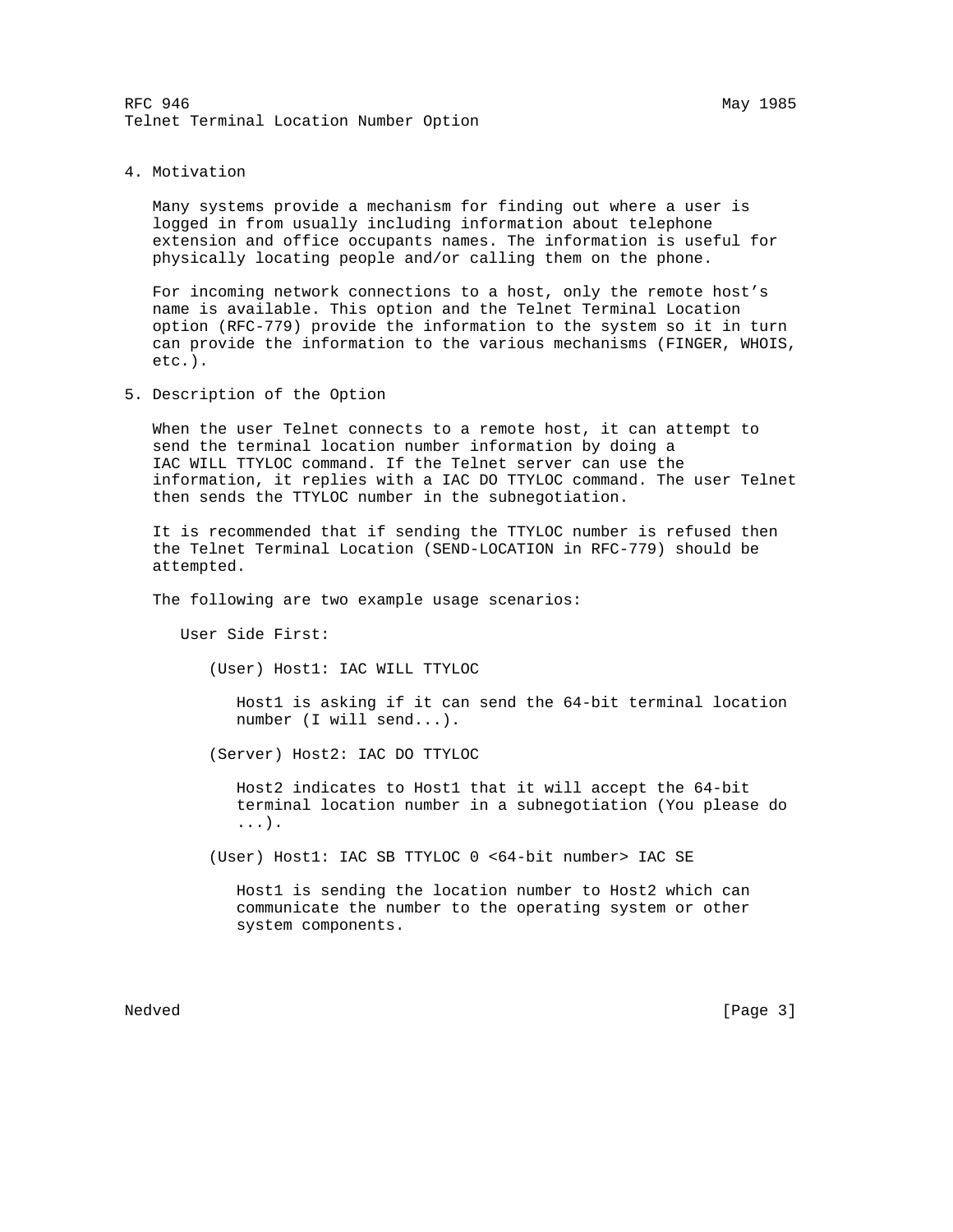## 4. Motivation

Many systems provide a mechanism for finding out where a user is logged in from usually including information about telephone extension and office occupants names. The information is useful for physically locating people and/or calling them on the phone.

For incoming network connections to a host, only the remote host's name is available. This option and the Telnet Terminal Location option (RFC-779) provide the information to the system so it in turn can provide the information to the various mechanisms (FINGER, WHOIS, etc.).

## 5. Description of the Option

When the user Telnet connects to a remote host, it can attempt to send the terminal location number information by doing a IAC WILL TTYLOC command. If the Telnet server can use the information, it replies with a IAC DO TTYLOC command. The user Telnet then sends the TTYLOC number in the subnegotiation.

It is recommended that if sending the TTYLOC number is refused then the Telnet Terminal Location (SEND-LOCATION in RFC-779) should be attempted.

The following are two example usage scenarios:

User Side First:

(User) Host1: IAC WILL TTYLOC

Host1 is asking if it can send the 64-bit terminal location number (I will send...).

(Server) Host2: IAC DO TTYLOC

Host2 indicates to Host1 that it will accept the 64-bit terminal location number in a subnegotiation (You please do ...).

(User) Host1: IAC SB TTYLOC 0 <64-bit number> IAC SE

Host1 is sending the location number to Host2 which can communicate the number to the operating system or other system components.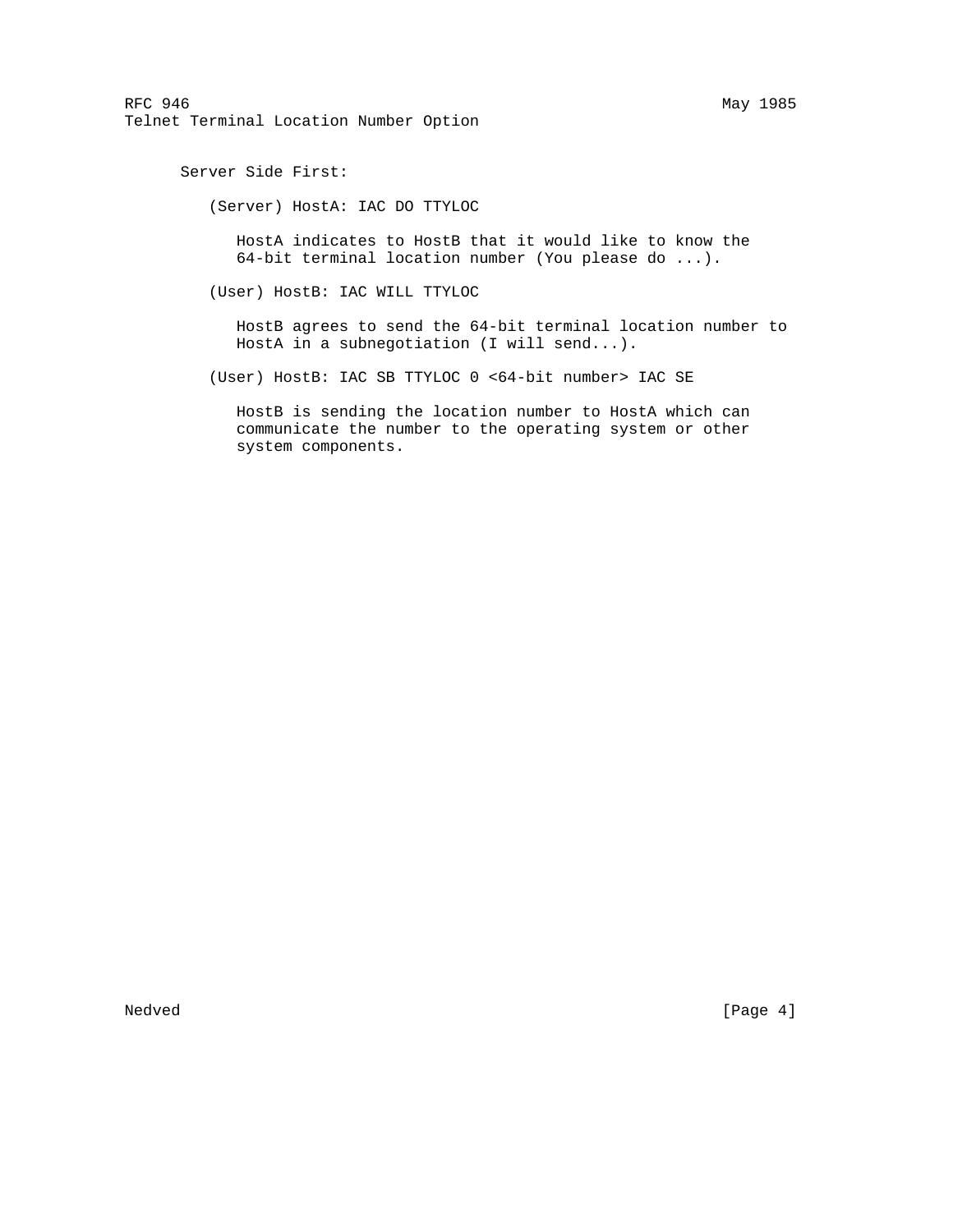Server Side First:

(Server) HostA: IAC DO TTYLOC

HostA indicates to HostB that it would like to know the 64-bit terminal location number (You please do ...).

(User) HostB: IAC WILL TTYLOC

HostB agrees to send the 64-bit terminal location number to HostA in a subnegotiation (I will send...).

(User) HostB: IAC SB TTYLOC 0 <64-bit number> IAC SE

HostB is sending the location number to HostA which can communicate the number to the operating system or other system components.